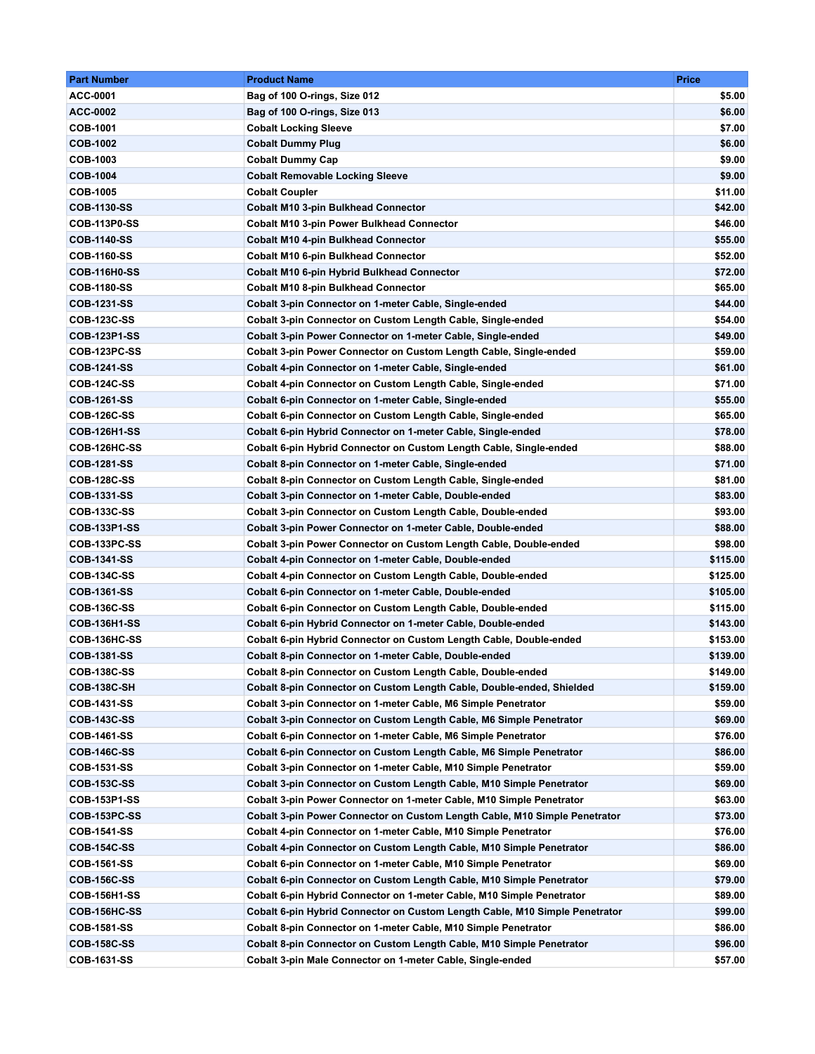| Part Number | Product Name | Price |
|---|---|---|
| ACC-0001 | Bag of 100 O-rings, Size 012 | $5.00 |
| ACC-0002 | Bag of 100 O-rings, Size 013 | $6.00 |
| COB-1001 | Cobalt Locking Sleeve | $7.00 |
| COB-1002 | Cobalt Dummy Plug | $6.00 |
| COB-1003 | Cobalt Dummy Cap | $9.00 |
| COB-1004 | Cobalt Removable Locking Sleeve | $9.00 |
| COB-1005 | Cobalt Coupler | $11.00 |
| COB-1130-SS | Cobalt M10 3-pin Bulkhead Connector | $42.00 |
| COB-113P0-SS | Cobalt M10 3-pin Power Bulkhead Connector | $46.00 |
| COB-1140-SS | Cobalt M10 4-pin Bulkhead Connector | $55.00 |
| COB-1160-SS | Cobalt M10 6-pin Bulkhead Connector | $52.00 |
| COB-116H0-SS | Cobalt M10 6-pin Hybrid Bulkhead Connector | $72.00 |
| COB-1180-SS | Cobalt M10 8-pin Bulkhead Connector | $65.00 |
| COB-1231-SS | Cobalt 3-pin Connector on 1-meter Cable, Single-ended | $44.00 |
| COB-123C-SS | Cobalt 3-pin Connector on Custom Length Cable, Single-ended | $54.00 |
| COB-123P1-SS | Cobalt 3-pin Power Connector on 1-meter Cable, Single-ended | $49.00 |
| COB-123PC-SS | Cobalt 3-pin Power Connector on Custom Length Cable, Single-ended | $59.00 |
| COB-1241-SS | Cobalt 4-pin Connector on 1-meter Cable, Single-ended | $61.00 |
| COB-124C-SS | Cobalt 4-pin Connector on Custom Length Cable, Single-ended | $71.00 |
| COB-1261-SS | Cobalt 6-pin Connector on 1-meter Cable, Single-ended | $55.00 |
| COB-126C-SS | Cobalt 6-pin Connector on Custom Length Cable, Single-ended | $65.00 |
| COB-126H1-SS | Cobalt 6-pin Hybrid Connector on 1-meter Cable, Single-ended | $78.00 |
| COB-126HC-SS | Cobalt 6-pin Hybrid Connector on Custom Length Cable, Single-ended | $88.00 |
| COB-1281-SS | Cobalt 8-pin Connector on 1-meter Cable, Single-ended | $71.00 |
| COB-128C-SS | Cobalt 8-pin Connector on Custom Length Cable, Single-ended | $81.00 |
| COB-1331-SS | Cobalt 3-pin Connector on 1-meter Cable, Double-ended | $83.00 |
| COB-133C-SS | Cobalt 3-pin Connector on Custom Length Cable, Double-ended | $93.00 |
| COB-133P1-SS | Cobalt 3-pin Power Connector on 1-meter Cable, Double-ended | $88.00 |
| COB-133PC-SS | Cobalt 3-pin Power Connector on Custom Length Cable, Double-ended | $98.00 |
| COB-1341-SS | Cobalt 4-pin Connector on 1-meter Cable, Double-ended | $115.00 |
| COB-134C-SS | Cobalt 4-pin Connector on Custom Length Cable, Double-ended | $125.00 |
| COB-1361-SS | Cobalt 6-pin Connector on 1-meter Cable, Double-ended | $105.00 |
| COB-136C-SS | Cobalt 6-pin Connector on Custom Length Cable, Double-ended | $115.00 |
| COB-136H1-SS | Cobalt 6-pin Hybrid Connector on 1-meter Cable, Double-ended | $143.00 |
| COB-136HC-SS | Cobalt 6-pin Hybrid Connector on Custom Length Cable, Double-ended | $153.00 |
| COB-1381-SS | Cobalt 8-pin Connector on 1-meter Cable, Double-ended | $139.00 |
| COB-138C-SS | Cobalt 8-pin Connector on Custom Length Cable, Double-ended | $149.00 |
| COB-138C-SH | Cobalt 8-pin Connector on Custom Length Cable, Double-ended, Shielded | $159.00 |
| COB-1431-SS | Cobalt 3-pin Connector on 1-meter Cable, M6 Simple Penetrator | $59.00 |
| COB-143C-SS | Cobalt 3-pin Connector on Custom Length Cable, M6 Simple Penetrator | $69.00 |
| COB-1461-SS | Cobalt 6-pin Connector on 1-meter Cable, M6 Simple Penetrator | $76.00 |
| COB-146C-SS | Cobalt 6-pin Connector on Custom Length Cable, M6 Simple Penetrator | $86.00 |
| COB-1531-SS | Cobalt 3-pin Connector on 1-meter Cable, M10 Simple Penetrator | $59.00 |
| COB-153C-SS | Cobalt 3-pin Connector on Custom Length Cable, M10 Simple Penetrator | $69.00 |
| COB-153P1-SS | Cobalt 3-pin Power Connector on 1-meter Cable, M10 Simple Penetrator | $63.00 |
| COB-153PC-SS | Cobalt 3-pin Power Connector on Custom Length Cable, M10 Simple Penetrator | $73.00 |
| COB-1541-SS | Cobalt 4-pin Connector on 1-meter Cable, M10 Simple Penetrator | $76.00 |
| COB-154C-SS | Cobalt 4-pin Connector on Custom Length Cable, M10 Simple Penetrator | $86.00 |
| COB-1561-SS | Cobalt 6-pin Connector on 1-meter Cable, M10 Simple Penetrator | $69.00 |
| COB-156C-SS | Cobalt 6-pin Connector on Custom Length Cable, M10 Simple Penetrator | $79.00 |
| COB-156H1-SS | Cobalt 6-pin Hybrid Connector on 1-meter Cable, M10 Simple Penetrator | $89.00 |
| COB-156HC-SS | Cobalt 6-pin Hybrid Connector on Custom Length Cable, M10 Simple Penetrator | $99.00 |
| COB-1581-SS | Cobalt 8-pin Connector on 1-meter Cable, M10 Simple Penetrator | $86.00 |
| COB-158C-SS | Cobalt 8-pin Connector on Custom Length Cable, M10 Simple Penetrator | $96.00 |
| COB-1631-SS | Cobalt 3-pin Male Connector on 1-meter Cable, Single-ended | $57.00 |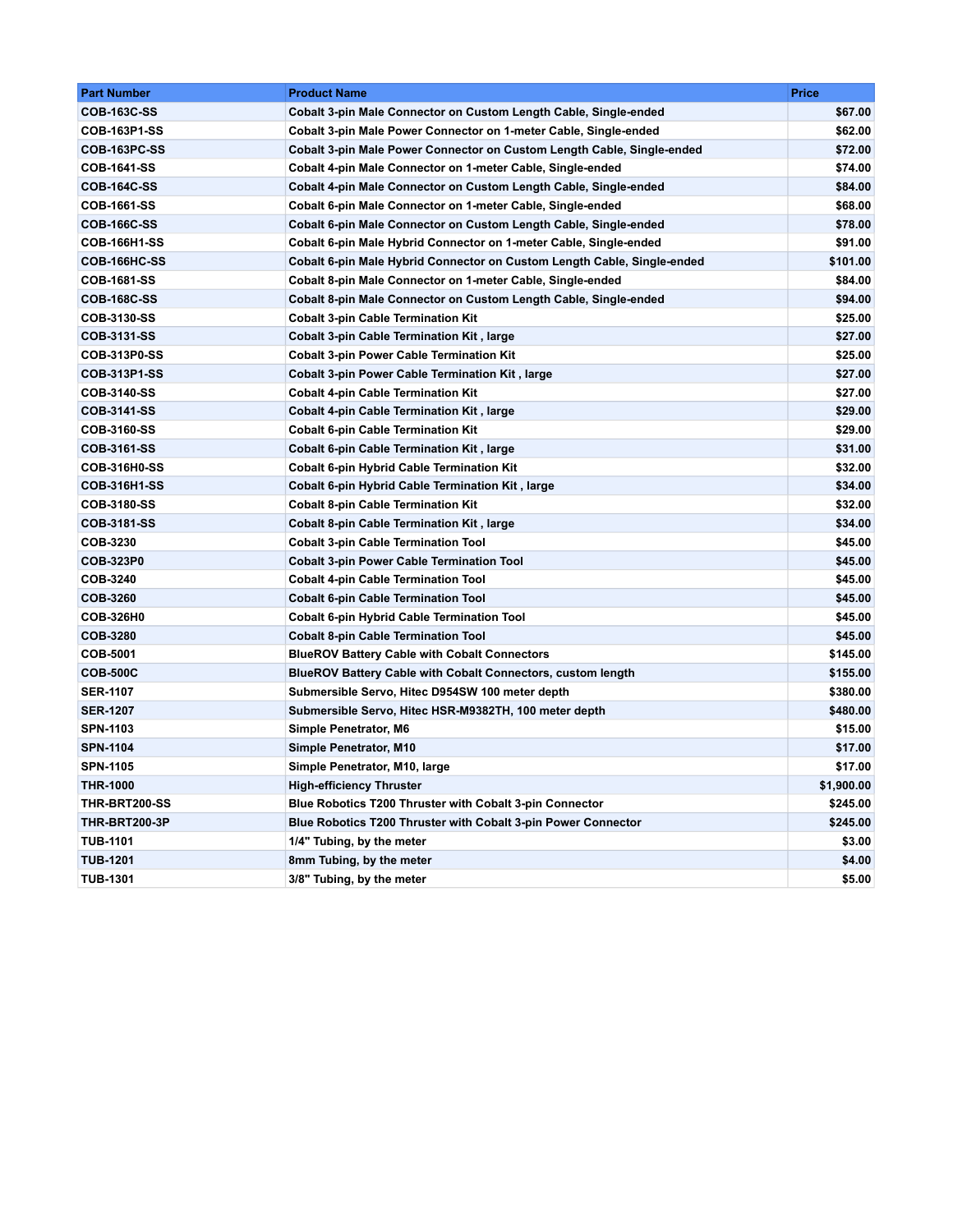| Part Number | Product Name | Price |
| --- | --- | --- |
| COB-163C-SS | Cobalt 3-pin Male Connector on Custom Length Cable, Single-ended | $67.00 |
| COB-163P1-SS | Cobalt 3-pin Male Power Connector on 1-meter Cable, Single-ended | $62.00 |
| COB-163PC-SS | Cobalt 3-pin Male Power Connector on Custom Length Cable, Single-ended | $72.00 |
| COB-1641-SS | Cobalt 4-pin Male Connector on 1-meter Cable, Single-ended | $74.00 |
| COB-164C-SS | Cobalt 4-pin Male Connector on Custom Length Cable, Single-ended | $84.00 |
| COB-1661-SS | Cobalt 6-pin Male Connector on 1-meter Cable, Single-ended | $68.00 |
| COB-166C-SS | Cobalt 6-pin Male Connector on Custom Length Cable, Single-ended | $78.00 |
| COB-166H1-SS | Cobalt 6-pin Male Hybrid Connector on 1-meter Cable, Single-ended | $91.00 |
| COB-166HC-SS | Cobalt 6-pin Male Hybrid Connector on Custom Length Cable, Single-ended | $101.00 |
| COB-1681-SS | Cobalt 8-pin Male Connector on 1-meter Cable, Single-ended | $84.00 |
| COB-168C-SS | Cobalt 8-pin Male Connector on Custom Length Cable, Single-ended | $94.00 |
| COB-3130-SS | Cobalt 3-pin Cable Termination Kit | $25.00 |
| COB-3131-SS | Cobalt 3-pin Cable Termination Kit , large | $27.00 |
| COB-313P0-SS | Cobalt 3-pin Power Cable Termination Kit | $25.00 |
| COB-313P1-SS | Cobalt 3-pin Power Cable Termination Kit , large | $27.00 |
| COB-3140-SS | Cobalt 4-pin Cable Termination Kit | $27.00 |
| COB-3141-SS | Cobalt 4-pin Cable Termination Kit , large | $29.00 |
| COB-3160-SS | Cobalt 6-pin Cable Termination Kit | $29.00 |
| COB-3161-SS | Cobalt 6-pin Cable Termination Kit , large | $31.00 |
| COB-316H0-SS | Cobalt 6-pin Hybrid Cable Termination Kit | $32.00 |
| COB-316H1-SS | Cobalt 6-pin Hybrid Cable Termination Kit , large | $34.00 |
| COB-3180-SS | Cobalt 8-pin Cable Termination Kit | $32.00 |
| COB-3181-SS | Cobalt 8-pin Cable Termination Kit , large | $34.00 |
| COB-3230 | Cobalt 3-pin Cable Termination Tool | $45.00 |
| COB-323P0 | Cobalt 3-pin Power Cable Termination Tool | $45.00 |
| COB-3240 | Cobalt 4-pin Cable Termination Tool | $45.00 |
| COB-3260 | Cobalt 6-pin Cable Termination Tool | $45.00 |
| COB-326H0 | Cobalt 6-pin Hybrid Cable Termination Tool | $45.00 |
| COB-3280 | Cobalt 8-pin Cable Termination Tool | $45.00 |
| COB-5001 | BlueROV Battery Cable with Cobalt Connectors | $145.00 |
| COB-500C | BlueROV Battery Cable with Cobalt Connectors, custom length | $155.00 |
| SER-1107 | Submersible Servo, Hitec D954SW 100 meter depth | $380.00 |
| SER-1207 | Submersible Servo, Hitec HSR-M9382TH, 100 meter depth | $480.00 |
| SPN-1103 | Simple Penetrator, M6 | $15.00 |
| SPN-1104 | Simple Penetrator, M10 | $17.00 |
| SPN-1105 | Simple Penetrator, M10, large | $17.00 |
| THR-1000 | High-efficiency Thruster | $1,900.00 |
| THR-BRT200-SS | Blue Robotics T200 Thruster with Cobalt 3-pin Connector | $245.00 |
| THR-BRT200-3P | Blue Robotics T200 Thruster with Cobalt 3-pin Power Connector | $245.00 |
| TUB-1101 | 1/4" Tubing, by the meter | $3.00 |
| TUB-1201 | 8mm Tubing, by the meter | $4.00 |
| TUB-1301 | 3/8" Tubing, by the meter | $5.00 |